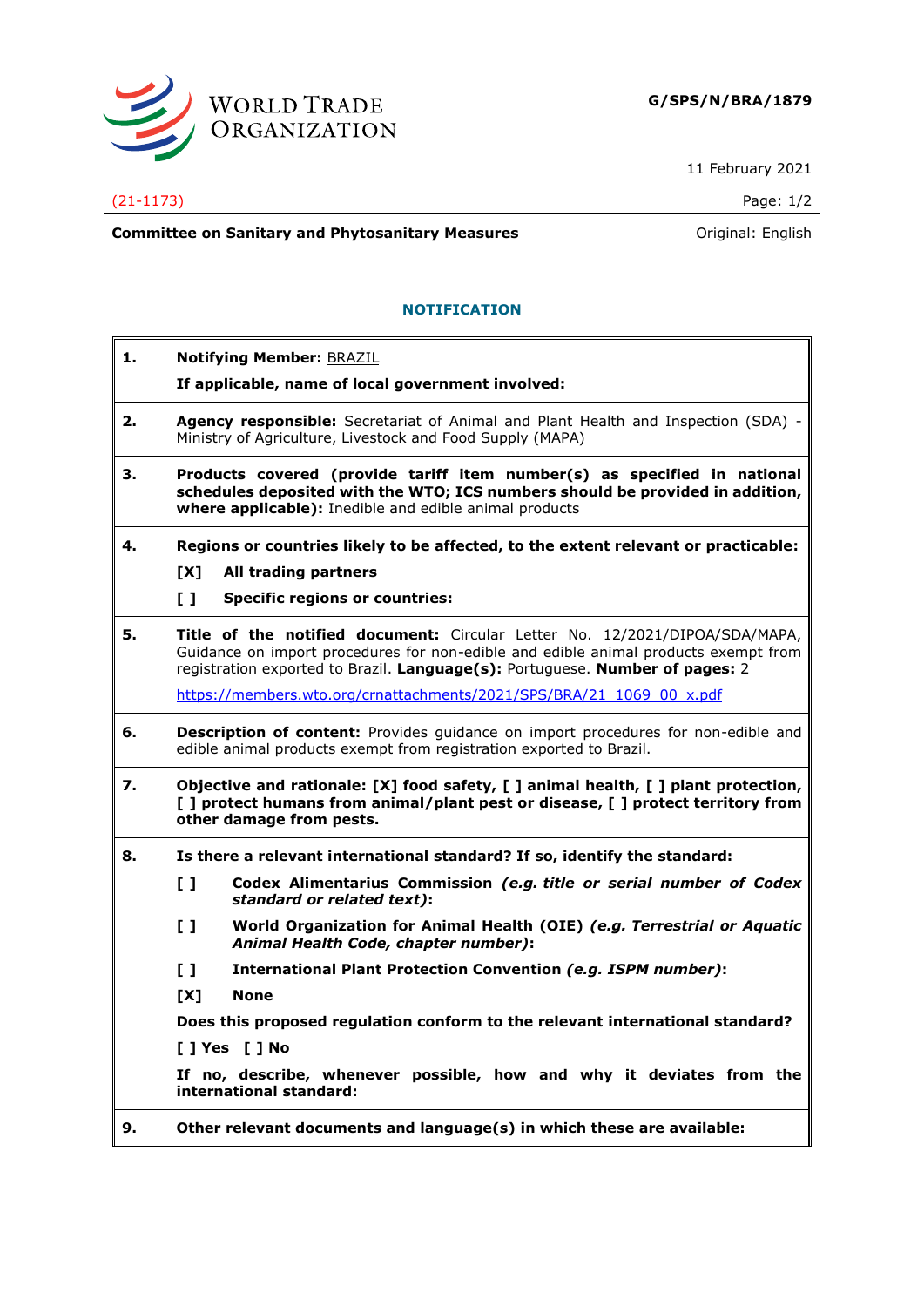WORLD TRADE ORGANIZATION

**G/SPS/N/BRA/1879**

11 February 2021

(21-1173)

**Committee on Sanitary and Phytosanitary Measures**

Original: English

## NOTIFICATION

**1. Notifying Member:** BRAZIL

**If applicable, name of local government involved:**

**2. Agency responsible:** Secretariat of Animal and Plant Health and Inspection (SDA) - Ministry of Agriculture, Livestock and Food Supply (MAPA)

**3. Products covered (provide tariff item number(s) as specified in national schedules deposited with the WTO; ICS numbers should be provided in addition, where applicable):** Inedible and edible animal products

**4. Regions or countries likely to be affected, to the extent relevant or practicable:**

**[X] All trading partners**

**[ ] Specific regions or countries:**

**5. Title of the notified document:** Circular Letter No. 12/2021/DIPOA/SDA/MAPA, Guidance on import procedures for non-edible and edible animal products exempt from registration exported to Brazil. **Language(s):** Portuguese. **Number of pages:** 2

https://members.wto.org/crnattachments/2021/SPS/BRA/21_1069_00_x.pdf

**6. Description of content:** Provides guidance on import procedures for non-edible and edible animal products exempt from registration exported to Brazil.

**7. Objective and rationale: [X] food safety, [ ] animal health, [ ] plant protection, [ ] protect humans from animal/plant pest or disease, [ ] protect territory from other damage from pests.**

**8. Is there a relevant international standard? If so, identify the standard:**

**[ ] Codex Alimentarius Commission** ***(e.g. title or serial number of Codex standard or related text)*****:**

**[ ] World Organization for Animal Health (OIE)** ***(e.g. Terrestrial or Aquatic Animal Health Code, chapter number)*****:**

**[ ] International Plant Protection Convention** ***(e.g. ISPM number)*****:**

**[X] None**

**Does this proposed regulation conform to the relevant international standard?**

**[ ] Yes [ ] No**

**If no, describe, whenever possible, how and why it deviates from the international standard:**

**9. Other relevant documents and language(s) in which these are available:**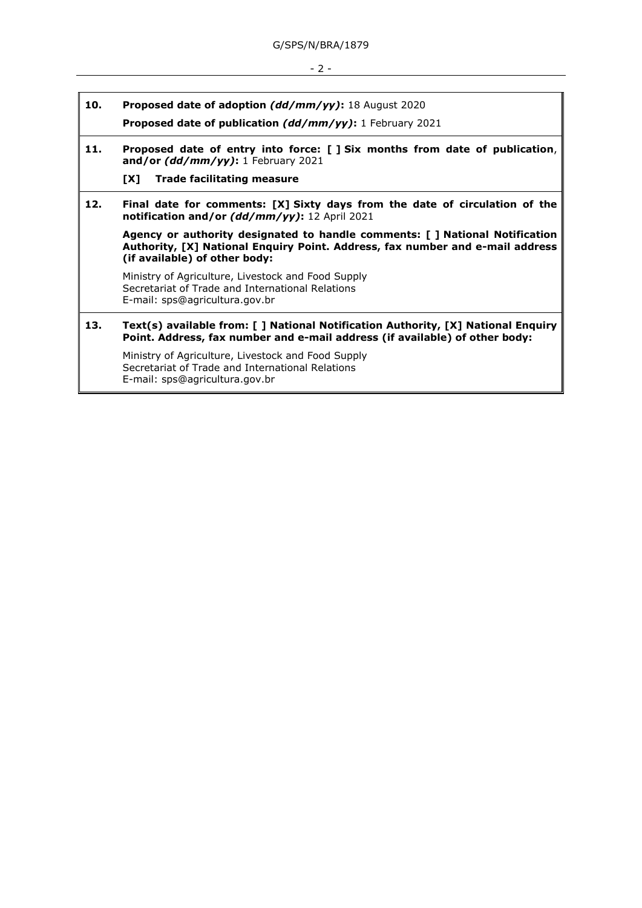**10. Proposed date of adoption *(dd/mm/yy)*:** 18 August 2020

**Proposed date of publication *(dd/mm/yy)*:** 1 February 2021

**11. Proposed date of entry into force: [ ] Six months from date of publication, and/or *(dd/mm/yy)*:** 1 February 2021

**[X] Trade facilitating measure**

**12. Final date for comments: [X] Sixty days from the date of circulation of the notification and/or *(dd/mm/yy)*:** 12 April 2021

**Agency or authority designated to handle comments: [ ] National Notification Authority, [X] National Enquiry Point. Address, fax number and e-mail address (if available) of other body:**

Ministry of Agriculture, Livestock and Food Supply
Secretariat of Trade and International Relations
E-mail: sps@agricultura.gov.br

**13. Text(s) available from: [ ] National Notification Authority, [X] National Enquiry Point. Address, fax number and e-mail address (if available) of other body:**

Ministry of Agriculture, Livestock and Food Supply
Secretariat of Trade and International Relations
E-mail: sps@agricultura.gov.br